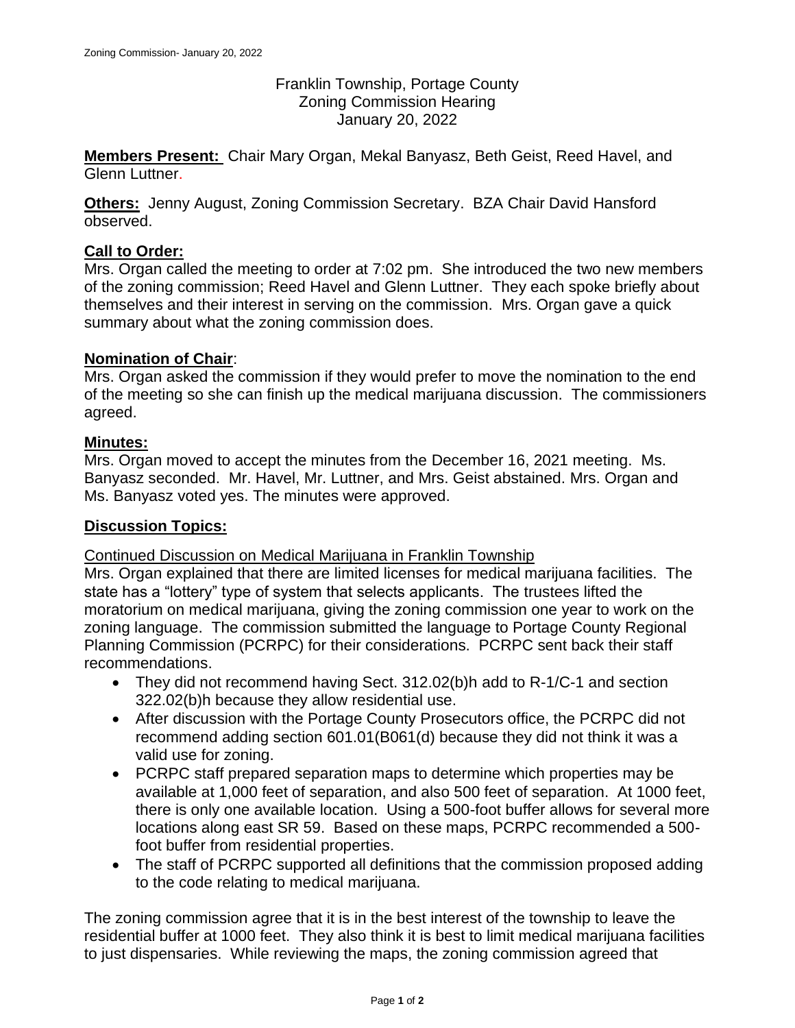Franklin Township, Portage County
Zoning Commission Hearing
January 20, 2022

**Members Present:** Chair Mary Organ, Mekal Banyasz, Beth Geist, Reed Havel, and Glenn Luttner.

**Others:** Jenny August, Zoning Commission Secretary. BZA Chair David Hansford observed.

**Call to Order:**
Mrs. Organ called the meeting to order at 7:02 pm. She introduced the two new members of the zoning commission; Reed Havel and Glenn Luttner. They each spoke briefly about themselves and their interest in serving on the commission. Mrs. Organ gave a quick summary about what the zoning commission does.

**Nomination of Chair**:
Mrs. Organ asked the commission if they would prefer to move the nomination to the end of the meeting so she can finish up the medical marijuana discussion. The commissioners agreed.

**Minutes:**
Mrs. Organ moved to accept the minutes from the December 16, 2021 meeting. Ms. Banyasz seconded. Mr. Havel, Mr. Luttner, and Mrs. Geist abstained. Mrs. Organ and Ms. Banyasz voted yes. The minutes were approved.

**Discussion Topics:**

Continued Discussion on Medical Marijuana in Franklin Township
Mrs. Organ explained that there are limited licenses for medical marijuana facilities. The state has a "lottery" type of system that selects applicants. The trustees lifted the moratorium on medical marijuana, giving the zoning commission one year to work on the zoning language. The commission submitted the language to Portage County Regional Planning Commission (PCRPC) for their considerations. PCRPC sent back their staff recommendations.

- They did not recommend having Sect. 312.02(b)h add to R-1/C-1 and section 322.02(b)h because they allow residential use.
- After discussion with the Portage County Prosecutors office, the PCRPC did not recommend adding section 601.01(B061(d) because they did not think it was a valid use for zoning.
- PCRPC staff prepared separation maps to determine which properties may be available at 1,000 feet of separation, and also 500 feet of separation. At 1000 feet, there is only one available location. Using a 500-foot buffer allows for several more locations along east SR 59. Based on these maps, PCRPC recommended a 500-foot buffer from residential properties.
- The staff of PCRPC supported all definitions that the commission proposed adding to the code relating to medical marijuana.

The zoning commission agree that it is in the best interest of the township to leave the residential buffer at 1000 feet. They also think it is best to limit medical marijuana facilities to just dispensaries. While reviewing the maps, the zoning commission agreed that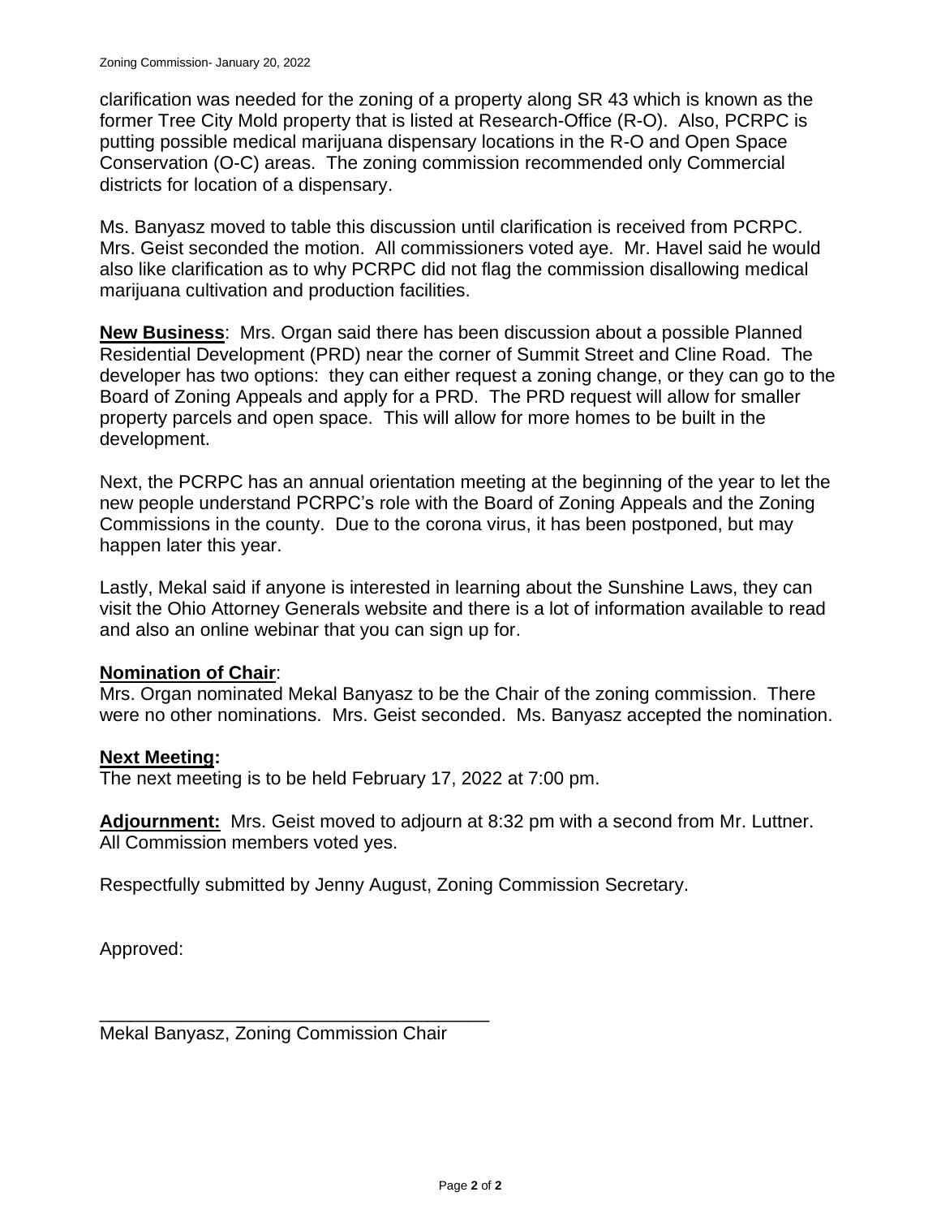clarification was needed for the zoning of a property along SR 43 which is known as the former Tree City Mold property that is listed at Research-Office (R-O). Also, PCRPC is putting possible medical marijuana dispensary locations in the R-O and Open Space Conservation (O-C) areas. The zoning commission recommended only Commercial districts for location of a dispensary.

Ms. Banyasz moved to table this discussion until clarification is received from PCRPC. Mrs. Geist seconded the motion. All commissioners voted aye. Mr. Havel said he would also like clarification as to why PCRPC did not flag the commission disallowing medical marijuana cultivation and production facilities.

**New Business**: Mrs. Organ said there has been discussion about a possible Planned Residential Development (PRD) near the corner of Summit Street and Cline Road. The developer has two options: they can either request a zoning change, or they can go to the Board of Zoning Appeals and apply for a PRD. The PRD request will allow for smaller property parcels and open space. This will allow for more homes to be built in the development.

Next, the PCRPC has an annual orientation meeting at the beginning of the year to let the new people understand PCRPC's role with the Board of Zoning Appeals and the Zoning Commissions in the county. Due to the corona virus, it has been postponed, but may happen later this year.

Lastly, Mekal said if anyone is interested in learning about the Sunshine Laws, they can visit the Ohio Attorney Generals website and there is a lot of information available to read and also an online webinar that you can sign up for.

**Nomination of Chair**:
Mrs. Organ nominated Mekal Banyasz to be the Chair of the zoning commission. There were no other nominations. Mrs. Geist seconded. Ms. Banyasz accepted the nomination.

**Next Meeting:**
The next meeting is to be held February 17, 2022 at 7:00 pm.

**Adjournment:** Mrs. Geist moved to adjourn at 8:32 pm with a second from Mr. Luttner. All Commission members voted yes.

Respectfully submitted by Jenny August, Zoning Commission Secretary.

Approved:

\_\_\_\_\_\_\_\_\_\_\_\_\_\_\_\_\_\_\_\_\_\_\_\_\_\_\_\_\_\_\_\_\_\_\_\_\_\_
Mekal Banyasz, Zoning Commission Chair